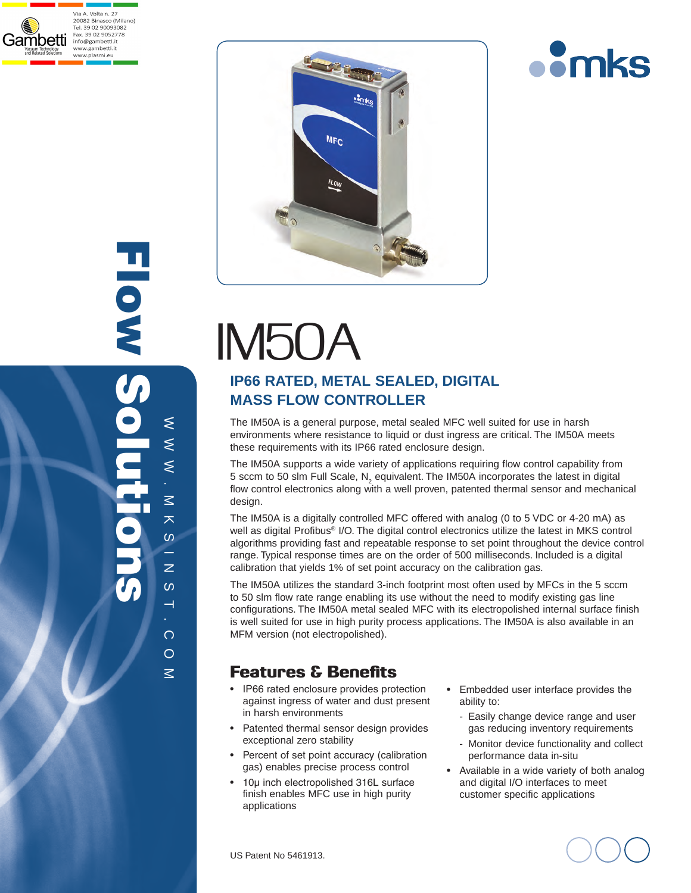Via A. Volta n. 27
20082 Binasco (Milano)
Tel. 39 02 90093082
Fax. 39 02 9052778
info@gambetti.it
www.gambetti.it
www.plasmi.eu

Gambetti
Vacuum Technology and Related Solutions

mks

Flow Solutions

WWW.MKSINST.COM

# IM50A

## IP66 RATED, METAL SEALED, DIGITAL MASS FLOW CONTROLLER

The IM50A is a general purpose, metal sealed MFC well suited for use in harsh environments where resistance to liquid or dust ingress are critical. The IM50A meets these requirements with its IP66 rated enclosure design.

The IM50A supports a wide variety of applications requiring flow control capability from 5 sccm to 50 slm Full Scale, $N_2$ equivalent. The IM50A incorporates the latest in digital flow control electronics along with a well proven, patented thermal sensor and mechanical design.

The IM50A is a digitally controlled MFC offered with analog (0 to 5 VDC or 4-20 mA) as well as digital Profibus® I/O. The digital control electronics utilize the latest in MKS control algorithms providing fast and repeatable response to set point throughout the device control range. Typical response times are on the order of 500 milliseconds. Included is a digital calibration that yields 1% of set point accuracy on the calibration gas.

The IM50A utilizes the standard 3-inch footprint most often used by MFCs in the 5 sccm to 50 slm flow rate range enabling its use without the need to modify existing gas line configurations. The IM50A metal sealed MFC with its electropolished internal surface finish is well suited for use in high purity process applications. The IM50A is also available in an MFM version (not electropolished).

## Features & Benefits

- IP66 rated enclosure provides protection against ingress of water and dust present in harsh environments
- Patented thermal sensor design provides exceptional zero stability
- Percent of set point accuracy (calibration gas) enables precise process control
- 10μ inch electropolished 316L surface finish enables MFC use in high purity applications
- Embedded user interface provides the ability to:
  - Easily change device range and user gas reducing inventory requirements
  - Monitor device functionality and collect performance data in-situ
- Available in a wide variety of both analog and digital I/O interfaces to meet customer specific applications

US Patent No 5461913.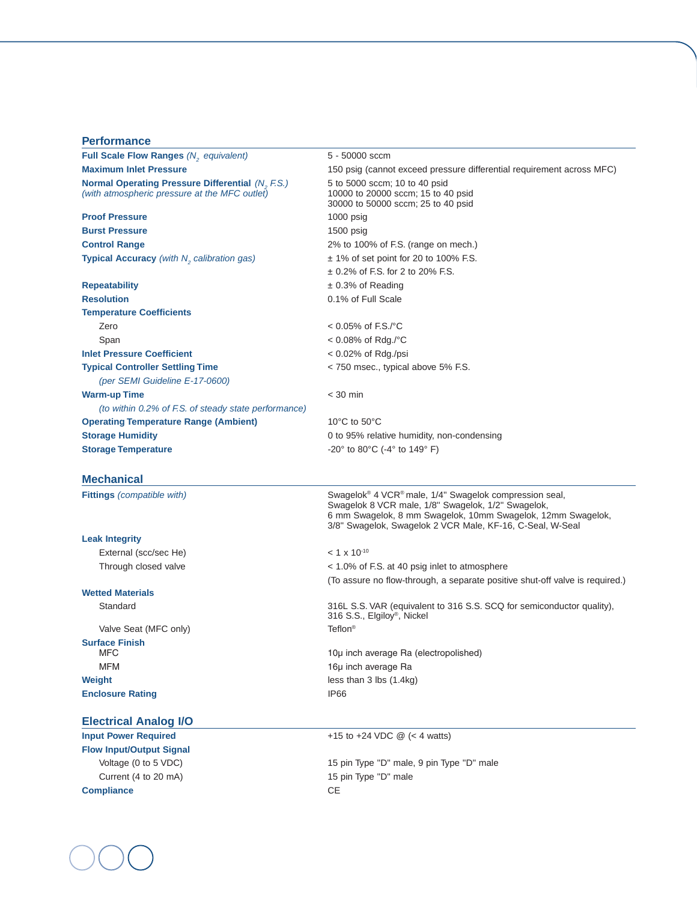## Performance

| | |
|---|---|
| **Full Scale Flow Ranges** *($N_2$ equivalent)* | 5 - 50000 sccm |
| **Maximum Inlet Pressure** | 150 psig (cannot exceed pressure differential requirement across MFC) |
| **Normal Operating Pressure Differential** *($N_2$ F.S.)* *(with atmospheric pressure at the MFC outlet)* | 5 to 5000 sccm; 10 to 40 psid<br>10000 to 20000 sccm; 15 to 40 psid<br>30000 to 50000 sccm; 25 to 40 psid |
| **Proof Pressure** | 1000 psig |
| **Burst Pressure** | 1500 psig |
| **Control Range** | 2% to 100% of F.S. (range on mech.) |
| **Typical Accuracy** *(with $N_2$ calibration gas)* | ± 1% of set point for 20 to 100% F.S.<br>± 0.2% of F.S. for 2 to 20% F.S. |
| **Repeatability** | ± 0.3% of Reading |
| **Resolution** | 0.1% of Full Scale |
| **Temperature Coefficients** | |
| Zero | < 0.05% of F.S./°C |
| Span | < 0.08% of Rdg./°C |
| **Inlet Pressure Coefficient** | < 0.02% of Rdg./psi |
| **Typical Controller Settling Time** *(per SEMI Guideline E-17-0600)* | < 750 msec., typical above 5% F.S. |
| **Warm-up Time** *(to within 0.2% of F.S. of steady state performance)* | < 30 min |
| **Operating Temperature Range (Ambient)** | 10°C to 50°C |
| **Storage Humidity** | 0 to 95% relative humidity, non-condensing |
| **Storage Temperature** | -20° to 80°C (-4° to 149° F) |

## Mechanical

| | |
|---|---|
| **Fittings** *(compatible with)* | Swagelok® 4 VCR® male, 1/4" Swagelok compression seal, Swagelok 8 VCR male, 1/8" Swagelok, 1/2" Swagelok, 6 mm Swagelok, 8 mm Swagelok, 10mm Swagelok, 12mm Swagelok, 3/8" Swagelok, Swagelok 2 VCR Male, KF-16, C-Seal, W-Seal |
| **Leak Integrity** | |
| External (scc/sec He) | < 1 x $10^{-10}$ |
| Through closed valve | < 1.0% of F.S. at 40 psig inlet to atmosphere<br>(To assure no flow-through, a separate positive shut-off valve is required.) |
| **Wetted Materials** | |
| Standard | 316L S.S. VAR (equivalent to 316 S.S. SCQ for semiconductor quality), 316 S.S., Elgiloy®, Nickel |
| Valve Seat (MFC only) | Teflon® |
| **Surface Finish** | |
| MFC | 10μ inch average Ra (electropolished) |
| MFM | 16μ inch average Ra |
| **Weight** | less than 3 lbs (1.4kg) |
| **Enclosure Rating** | IP66 |

## Electrical Analog I/O

| | |
|---|---|
| **Input Power Required** | +15 to +24 VDC @ (< 4 watts) |
| **Flow Input/Output Signal** | |
| Voltage (0 to 5 VDC) | 15 pin Type "D" male, 9 pin Type "D" male |
| Current (4 to 20 mA) | 15 pin Type "D" male |
| **Compliance** | CE |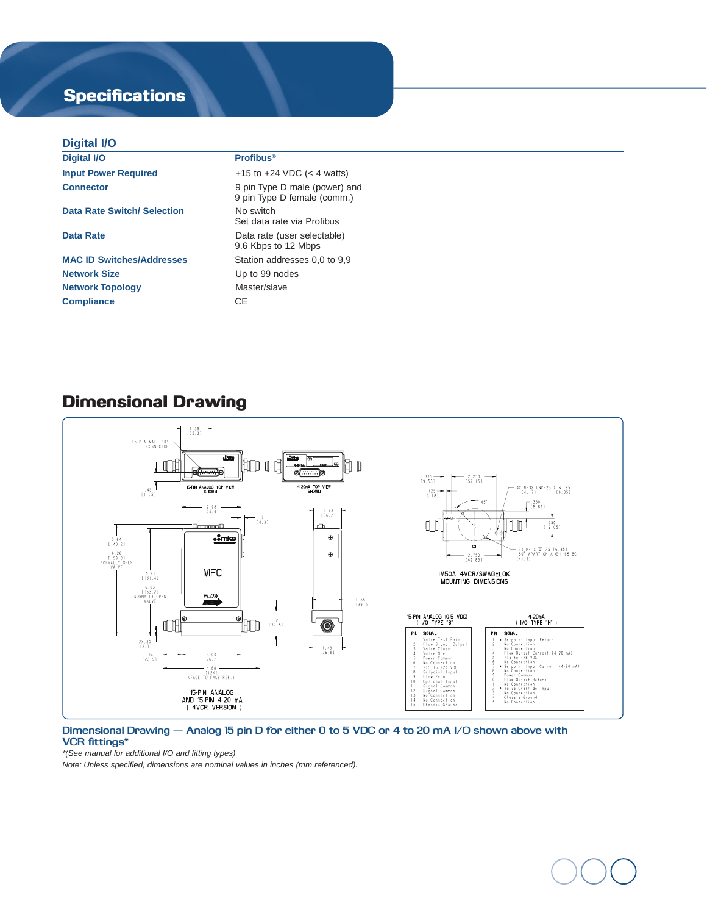# Specifications

## Digital I/O

| Digital I/O | Profibus® |
|---|---|
| Input Power Required | +15 to +24 VDC (< 4 watts) |
| Connector | 9 pin Type D male (power) and 9 pin Type D female (comm.) |
| Data Rate Switch/ Selection | No switch<br>Set data rate via Profibus |
| Data Rate | Data rate (user selectable)<br>9.6 Kbps to 12 Mbps |
| MAC ID Switches/Addresses | Station addresses 0,0 to 9,9 |
| Network Size | Up to 99 nodes |
| Network Topology | Master/slave |
| Compliance | CE |

## Dimensional Drawing

**Dimensional Drawing — Analog 15 pin D for either 0 to 5 VDC or 4 to 20 mA I/O shown above with VCR fittings***

*\*(See manual for additional I/O and fitting types)*

*Note: Unless specified, dimensions are nominal values in inches (mm referenced).*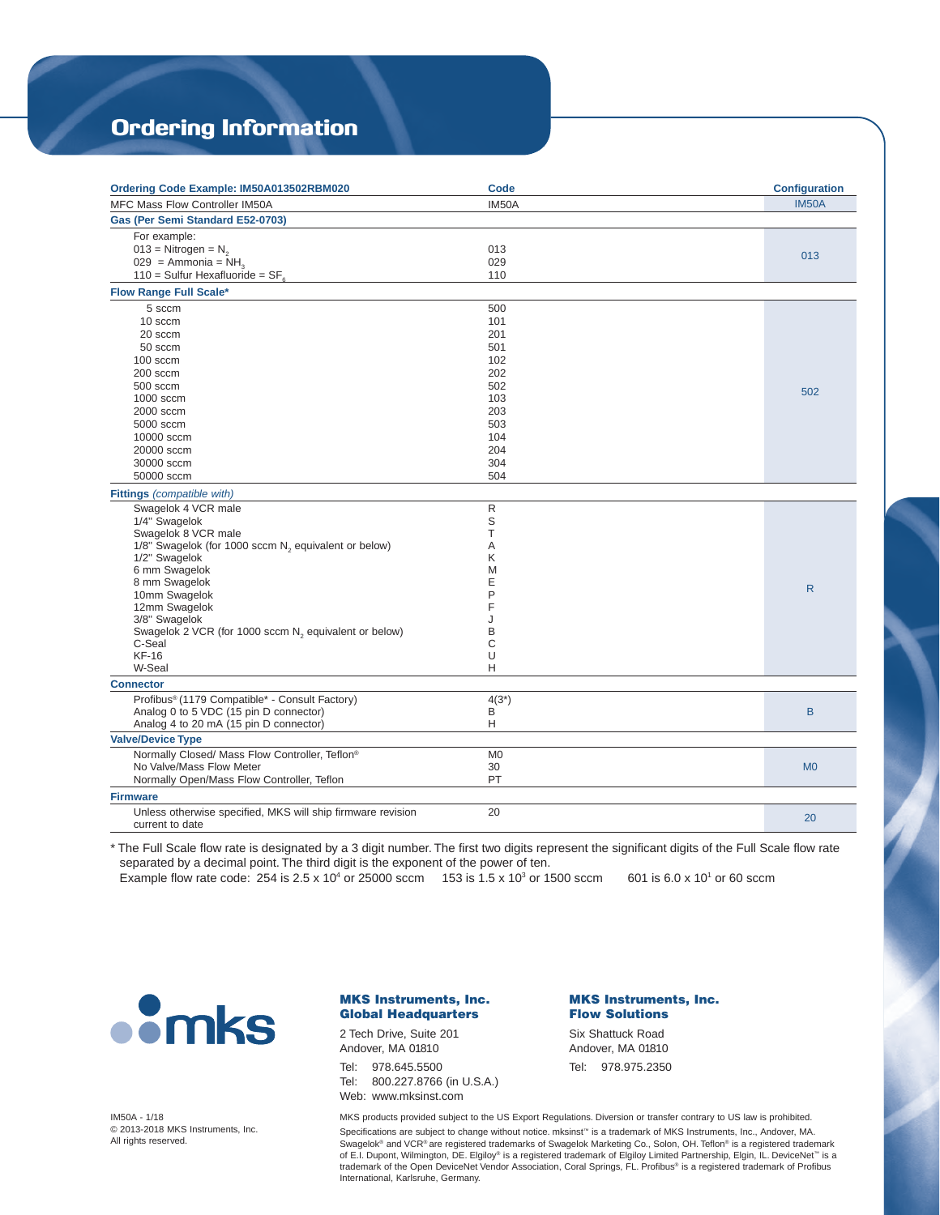# Ordering Information

| Ordering Code Example: IM50A013502RBM020 | Code | Configuration |
| --- | --- | --- |
| MFC Mass Flow Controller IM50A | IM50A | IM50A |
| **Gas (Per Semi Standard E52-0703)** | | |
| For example: | | |
| 013 = Nitrogen = $N_2$ | 013 | 013 |
| 029 = Ammonia = $NH_3$ | 029 | |
| 110 = Sulfur Hexafluoride = $SF_6$ | 110 | |
| **Flow Range Full Scale*** | | |
| 5 sccm | 500 | 502 |
| 10 sccm | 101 | |
| 20 sccm | 201 | |
| 50 sccm | 501 | |
| 100 sccm | 102 | |
| 200 sccm | 202 | |
| 500 sccm | 502 | |
| 1000 sccm | 103 | |
| 2000 sccm | 203 | |
| 5000 sccm | 503 | |
| 10000 sccm | 104 | |
| 20000 sccm | 204 | |
| 30000 sccm | 304 | |
| 50000 sccm | 504 | |
| **Fittings** *(compatible with)* | | |
| Swagelok 4 VCR male | R | R |
| 1/4" Swagelok | S | |
| Swagelok 8 VCR male | T | |
| 1/8" Swagelok (for 1000 sccm $N_2$ equivalent or below) | A | |
| 1/2" Swagelok | K | |
| 6 mm Swagelok | M | |
| 8 mm Swagelok | E | |
| 10mm Swagelok | P | |
| 12mm Swagelok | F | |
| 3/8" Swagelok | J | |
| Swagelok 2 VCR (for 1000 sccm $N_2$ equivalent or below) | B | |
| C-Seal | C | |
| KF-16 | U | |
| W-Seal | H | |
| **Connector** | | |
| Profibus® (1179 Compatible* - Consult Factory) | 4(3*) | B |
| Analog 0 to 5 VDC (15 pin D connector) | B | |
| Analog 4 to 20 mA (15 pin D connector) | H | |
| **Valve/Device Type** | | |
| Normally Closed/ Mass Flow Controller, Teflon® | M0 | M0 |
| No Valve/Mass Flow Meter | 30 | |
| Normally Open/Mass Flow Controller, Teflon | PT | |
| **Firmware** | | |
| Unless otherwise specified, MKS will ship firmware revision current to date | 20 | 20 |

* The Full Scale flow rate is designated by a 3 digit number. The first two digits represent the significant digits of the Full Scale flow rate separated by a decimal point. The third digit is the exponent of the power of ten.
Example flow rate code: 254 is $2.5 \times 10^4$ or 25000 sccm   153 is $1.5 \times 10^3$ or 1500 sccm   601 is $6.0 \times 10^1$ or 60 sccm

mks

**MKS Instruments, Inc.**
**Global Headquarters**

2 Tech Drive, Suite 201
Andover, MA 01810

Tel: 978.645.5500
Tel: 800.227.8766 (in U.S.A.)
Web: www.mksinst.com

**MKS Instruments, Inc.**
**Flow Solutions**

Six Shattuck Road
Andover, MA 01810

Tel: 978.975.2350

IM50A - 1/18
© 2013-2018 MKS Instruments, Inc.
All rights reserved.

MKS products provided subject to the US Export Regulations. Diversion or transfer contrary to US law is prohibited.

Specifications are subject to change without notice. mksinst™ is a trademark of MKS Instruments, Inc., Andover, MA. Swagelok® and VCR® are registered trademarks of Swagelok Marketing Co., Solon, OH. Teflon® is a registered trademark of E.I. Dupont, Wilmington, DE. Elgiloy® is a registered trademark of Elgiloy Limited Partnership, Elgin, IL. DeviceNet™ is a trademark of the Open DeviceNet Vendor Association, Coral Springs, FL. Profibus® is a registered trademark of Profibus International, Karlsruhe, Germany.